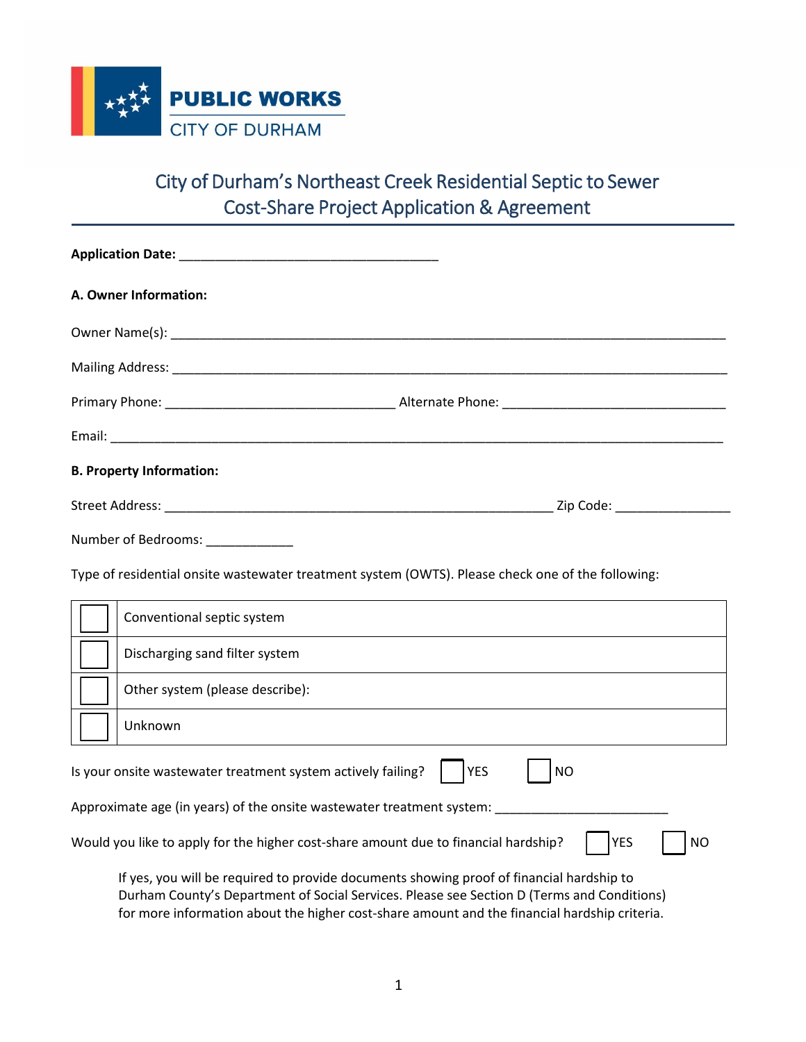PUBLIC WORKS
CITY OF DURHAM

# City of Durham's Northeast Creek Residential Septic to Sewer Cost-Share Project Application & Agreement

**Application Date:** ____________________________________

**A. Owner Information:**

Owner Name(s): ______________________________________________________________________________

Mailing Address: _____________________________________________________________________________

Primary Phone: ________________________________ Alternate Phone: _______________________________

Email: _____________________________________________________________________________________

**B. Property Information:**

Street Address: ______________________________________________________ Zip Code: ________________

Number of Bedrooms: ____________

Type of residential onsite wastewater treatment system (OWTS). Please check one of the following:

| | |
|---|---|
| ☐ | Conventional septic system |
| ☐ | Discharging sand filter system |
| ☐ | Other system (please describe): |
| ☐ | Unknown |

Is your onsite wastewater treatment system actively failing? ☐ YES ☐ NO

Approximate age (in years) of the onsite wastewater treatment system: ________________________

Would you like to apply for the higher cost-share amount due to financial hardship? ☐ YES ☐ NO

If yes, you will be required to provide documents showing proof of financial hardship to Durham County's Department of Social Services. Please see Section D (Terms and Conditions) for more information about the higher cost-share amount and the financial hardship criteria.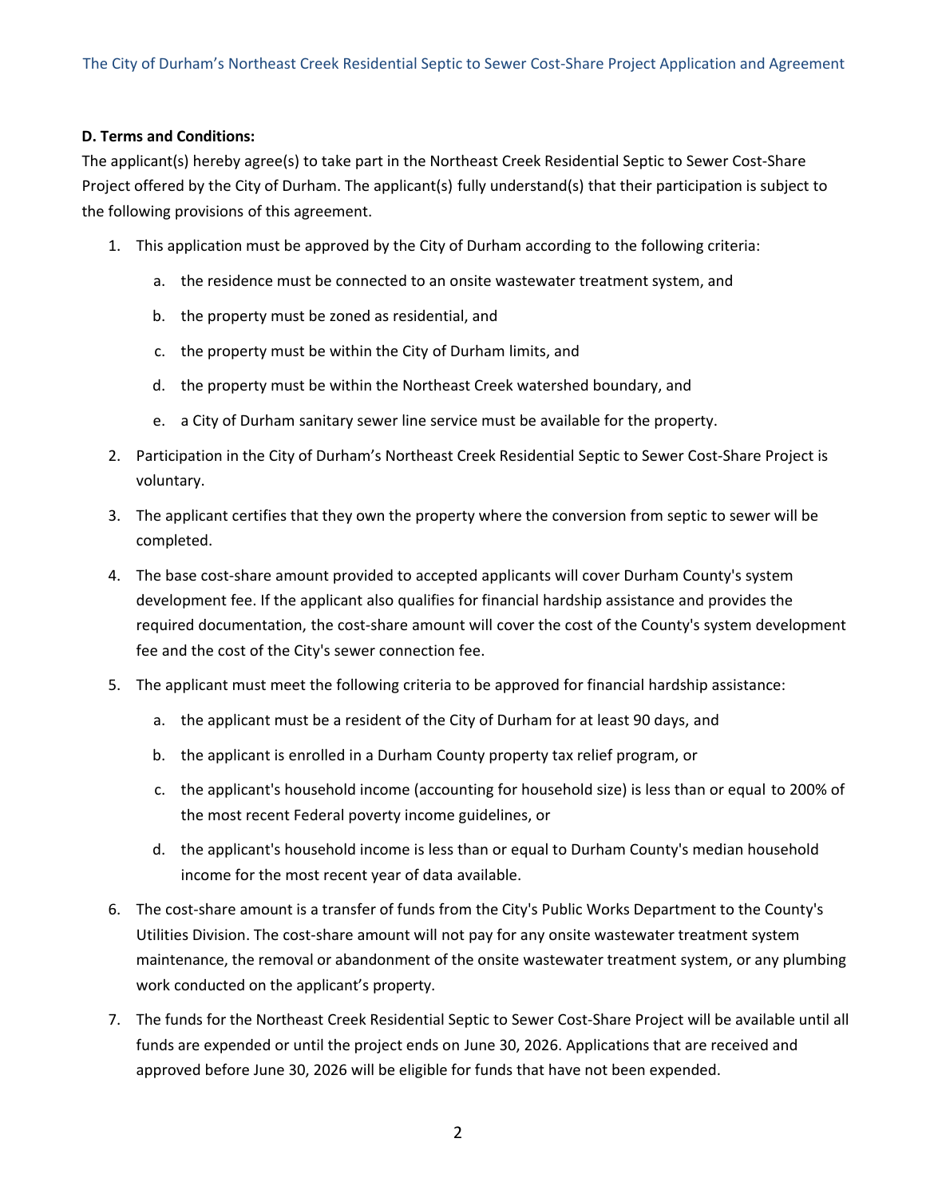**D. Terms and Conditions:**

The applicant(s) hereby agree(s) to take part in the Northeast Creek Residential Septic to Sewer Cost-Share Project offered by the City of Durham. The applicant(s) fully understand(s) that their participation is subject to the following provisions of this agreement.

1. This application must be approved by the City of Durham according to the following criteria:
    a. the residence must be connected to an onsite wastewater treatment system, and
    b. the property must be zoned as residential, and
    c. the property must be within the City of Durham limits, and
    d. the property must be within the Northeast Creek watershed boundary, and
    e. a City of Durham sanitary sewer line service must be available for the property.
2. Participation in the City of Durham's Northeast Creek Residential Septic to Sewer Cost-Share Project is voluntary.
3. The applicant certifies that they own the property where the conversion from septic to sewer will be completed.
4. The base cost-share amount provided to accepted applicants will cover Durham County's system development fee. If the applicant also qualifies for financial hardship assistance and provides the required documentation, the cost-share amount will cover the cost of the County's system development fee and the cost of the City's sewer connection fee.
5. The applicant must meet the following criteria to be approved for financial hardship assistance:
    a. the applicant must be a resident of the City of Durham for at least 90 days, and
    b. the applicant is enrolled in a Durham County property tax relief program, or
    c. the applicant's household income (accounting for household size) is less than or equal to 200% of the most recent Federal poverty income guidelines, or
    d. the applicant's household income is less than or equal to Durham County's median household income for the most recent year of data available.
6. The cost-share amount is a transfer of funds from the City's Public Works Department to the County's Utilities Division. The cost-share amount will not pay for any onsite wastewater treatment system maintenance, the removal or abandonment of the onsite wastewater treatment system, or any plumbing work conducted on the applicant's property.
7. The funds for the Northeast Creek Residential Septic to Sewer Cost-Share Project will be available until all funds are expended or until the project ends on June 30, 2026. Applications that are received and approved before June 30, 2026 will be eligible for funds that have not been expended.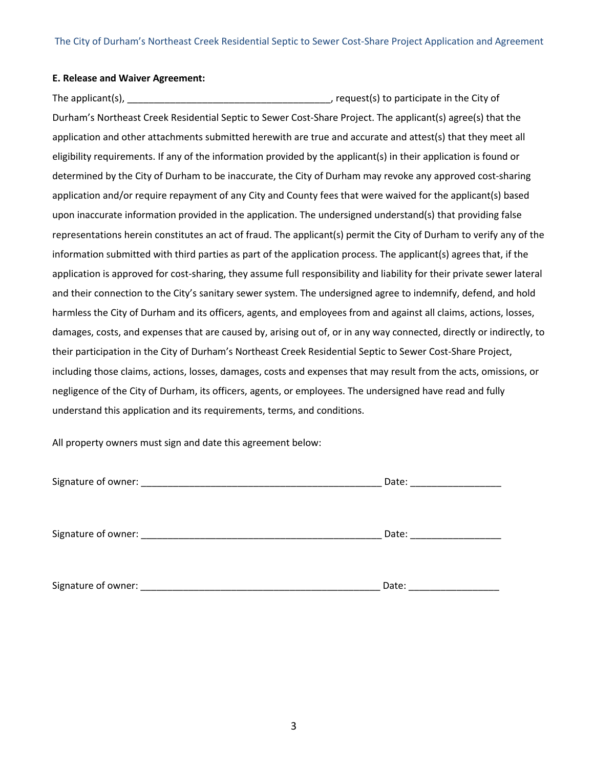**E. Release and Waiver Agreement:**

The applicant(s), ______________________________________, request(s) to participate in the City of Durham's Northeast Creek Residential Septic to Sewer Cost-Share Project. The applicant(s) agree(s) that the application and other attachments submitted herewith are true and accurate and attest(s) that they meet all eligibility requirements. If any of the information provided by the applicant(s) in their application is found or determined by the City of Durham to be inaccurate, the City of Durham may revoke any approved cost-sharing application and/or require repayment of any City and County fees that were waived for the applicant(s) based upon inaccurate information provided in the application. The undersigned understand(s) that providing false representations herein constitutes an act of fraud. The applicant(s) permit the City of Durham to verify any of the information submitted with third parties as part of the application process. The applicant(s) agrees that, if the application is approved for cost-sharing, they assume full responsibility and liability for their private sewer lateral and their connection to the City's sanitary sewer system. The undersigned agree to indemnify, defend, and hold harmless the City of Durham and its officers, agents, and employees from and against all claims, actions, losses, damages, costs, and expenses that are caused by, arising out of, or in any way connected, directly or indirectly, to their participation in the City of Durham's Northeast Creek Residential Septic to Sewer Cost-Share Project, including those claims, actions, losses, damages, costs and expenses that may result from the acts, omissions, or negligence of the City of Durham, its officers, agents, or employees. The undersigned have read and fully understand this application and its requirements, terms, and conditions.

All property owners must sign and date this agreement below:

Signature of owner: ______________________________________________ Date: _________________

Signature of owner: ______________________________________________ Date: _________________

Signature of owner: ______________________________________________ Date: _________________